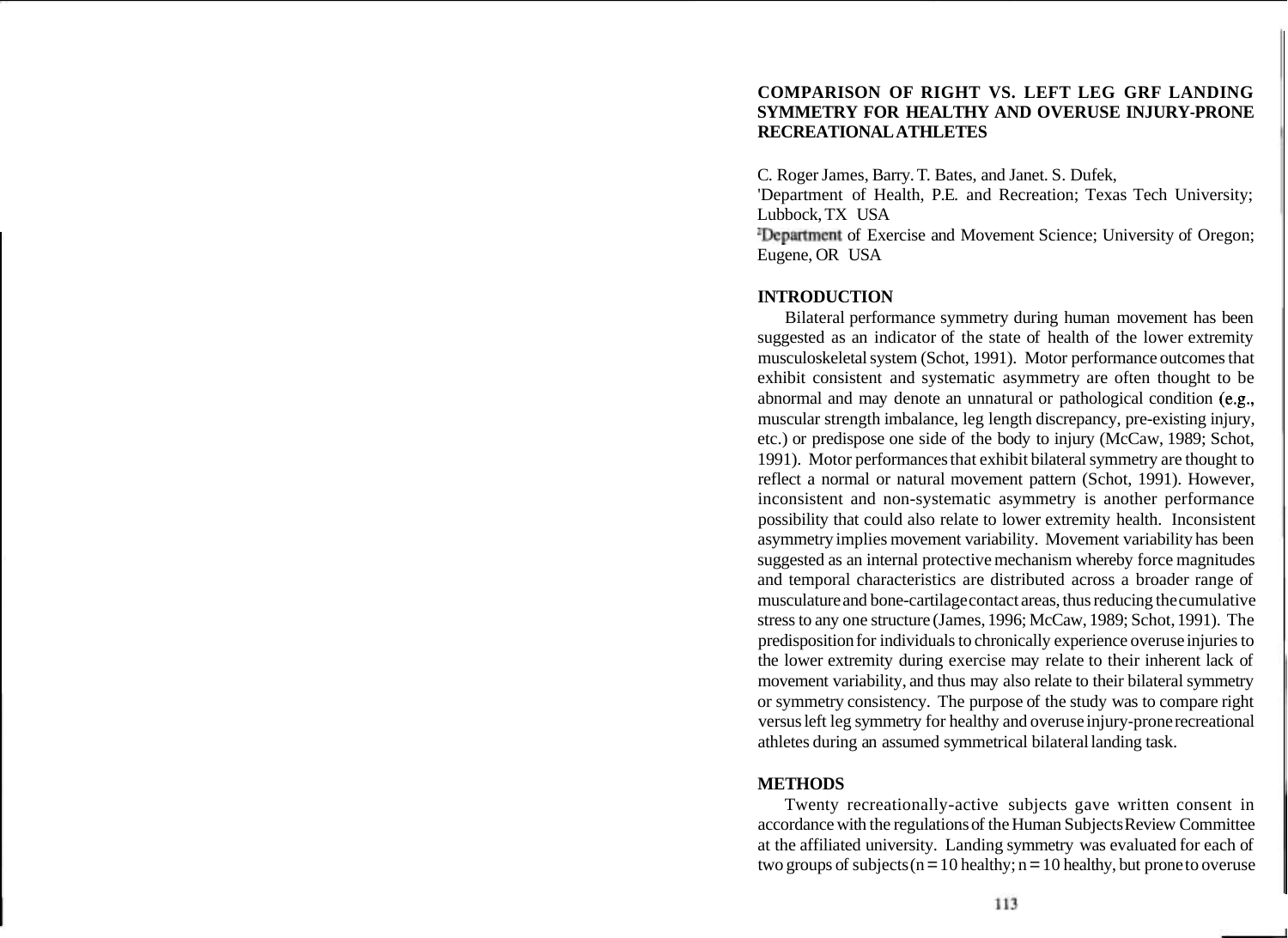# COMPARISON OF RIGHT VS. LEFT LEG GRF LANDING SYMMETRY FOR HEALTHY AND OVERUSE INJURY-PRONE RECREATIONAL ATHLETES

C. Roger James, Barry. T. Bates, and Janet. S. Dufek,
[1]Department of Health, P.E. and Recreation; Texas Tech University; Lubbock, TX USA
[2]Department of Exercise and Movement Science; University of Oregon; Eugene, OR USA

## INTRODUCTION

Bilateral performance symmetry during human movement has been suggested as an indicator of the state of health of the lower extremity musculoskeletal system (Schot, 1991). Motor performance outcomes that exhibit consistent and systematic asymmetry are often thought to be abnormal and may denote an unnatural or pathological condition (e.g., muscular strength imbalance, leg length discrepancy, pre-existing injury, etc.) or predispose one side of the body to injury (McCaw, 1989; Schot, 1991). Motor performances that exhibit bilateral symmetry are thought to reflect a normal or natural movement pattern (Schot, 1991). However, inconsistent and non-systematic asymmetry is another performance possibility that could also relate to lower extremity health. Inconsistent asymmetry implies movement variability. Movement variability has been suggested as an internal protective mechanism whereby force magnitudes and temporal characteristics are distributed across a broader range of musculature and bone-cartilage contact areas, thus reducing the cumulative stress to any one structure (James, 1996; McCaw, 1989; Schot, 1991). The predisposition for individuals to chronically experience overuse injuries to the lower extremity during exercise may relate to their inherent lack of movement variability, and thus may also relate to their bilateral symmetry or symmetry consistency. The purpose of the study was to compare right versus left leg symmetry for healthy and overuse injury-prone recreational athletes during an assumed symmetrical bilateral landing task.

## METHODS

Twenty recreationally-active subjects gave written consent in accordance with the regulations of the Human Subjects Review Committee at the affiliated university. Landing symmetry was evaluated for each of two groups of subjects (n = 10 healthy; n = 10 healthy, but prone to overuse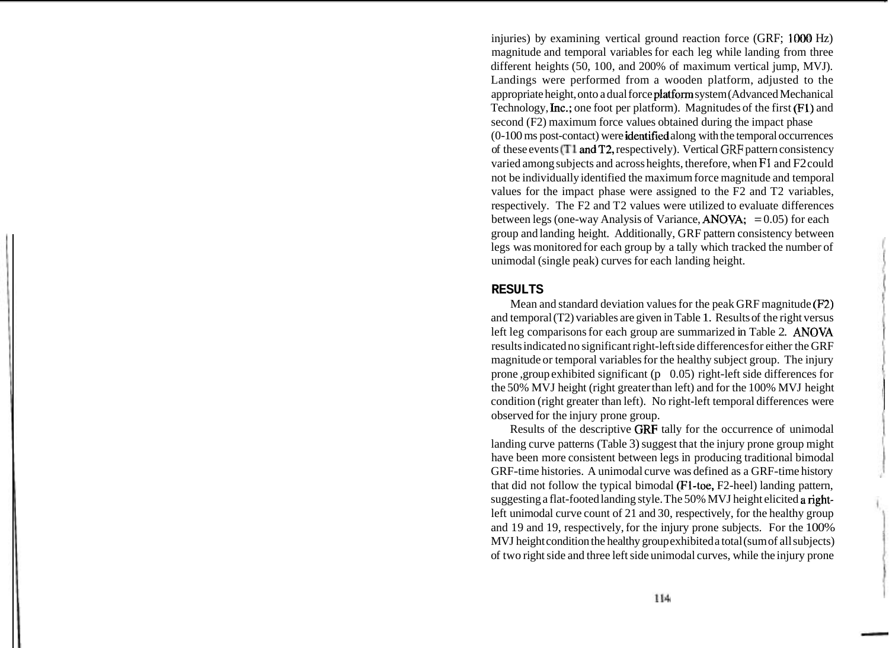injuries) by examining vertical ground reaction force (GRF; 1000 Hz) magnitude and temporal variables for each leg while landing from three different heights (50, 100, and 200% of maximum vertical jump, MVJ). Landings were performed from a wooden platform, adjusted to the appropriate height, onto a dual force platform system (Advanced Mechanical Technology, Inc.; one foot per platform). Magnitudes of the first (F1) and second (F2) maximum force values obtained during the impact phase (0-100 ms post-contact) were identified along with the temporal occurrences of these events (T1 and T2, respectively). Vertical GRF pattern consistency varied among subjects and across heights, therefore, when F1 and F2 could not be individually identified the maximum force magnitude and temporal values for the impact phase were assigned to the F2 and T2 variables, respectively. The F2 and T2 values were utilized to evaluate differences between legs (one-way Analysis of Variance, ANOVA; = 0.05) for each group and landing height. Additionally, GRF pattern consistency between legs was monitored for each group by a tally which tracked the number of unimodal (single peak) curves for each landing height.

## RESULTS

Mean and standard deviation values for the peak GRF magnitude (F2) and temporal (T2) variables are given in Table 1. Results of the right versus left leg comparisons for each group are summarized in Table 2. ANOVA results indicated no significant right-left side differences for either the GRF magnitude or temporal variables for the healthy subject group. The injury prone ,group exhibited significant (p 0.05) right-left side differences for the 50% MVJ height (right greater than left) and for the 100% MVJ height condition (right greater than left). No right-left temporal differences were observed for the injury prone group.

Results of the descriptive GRF tally for the occurrence of unimodal landing curve patterns (Table 3) suggest that the injury prone group might have been more consistent between legs in producing traditional bimodal GRF-time histories. A unimodal curve was defined as a GRF-time history that did not follow the typical bimodal (F1-toe, F2-heel) landing pattern, suggesting a flat-footed landing style. The 50% MVJ height elicited a right-left unimodal curve count of 21 and 30, respectively, for the healthy group and 19 and 19, respectively, for the injury prone subjects. For the 100% MVJ height condition the healthy group exhibited a total (sum of all subjects) of two right side and three left side unimodal curves, while the injury prone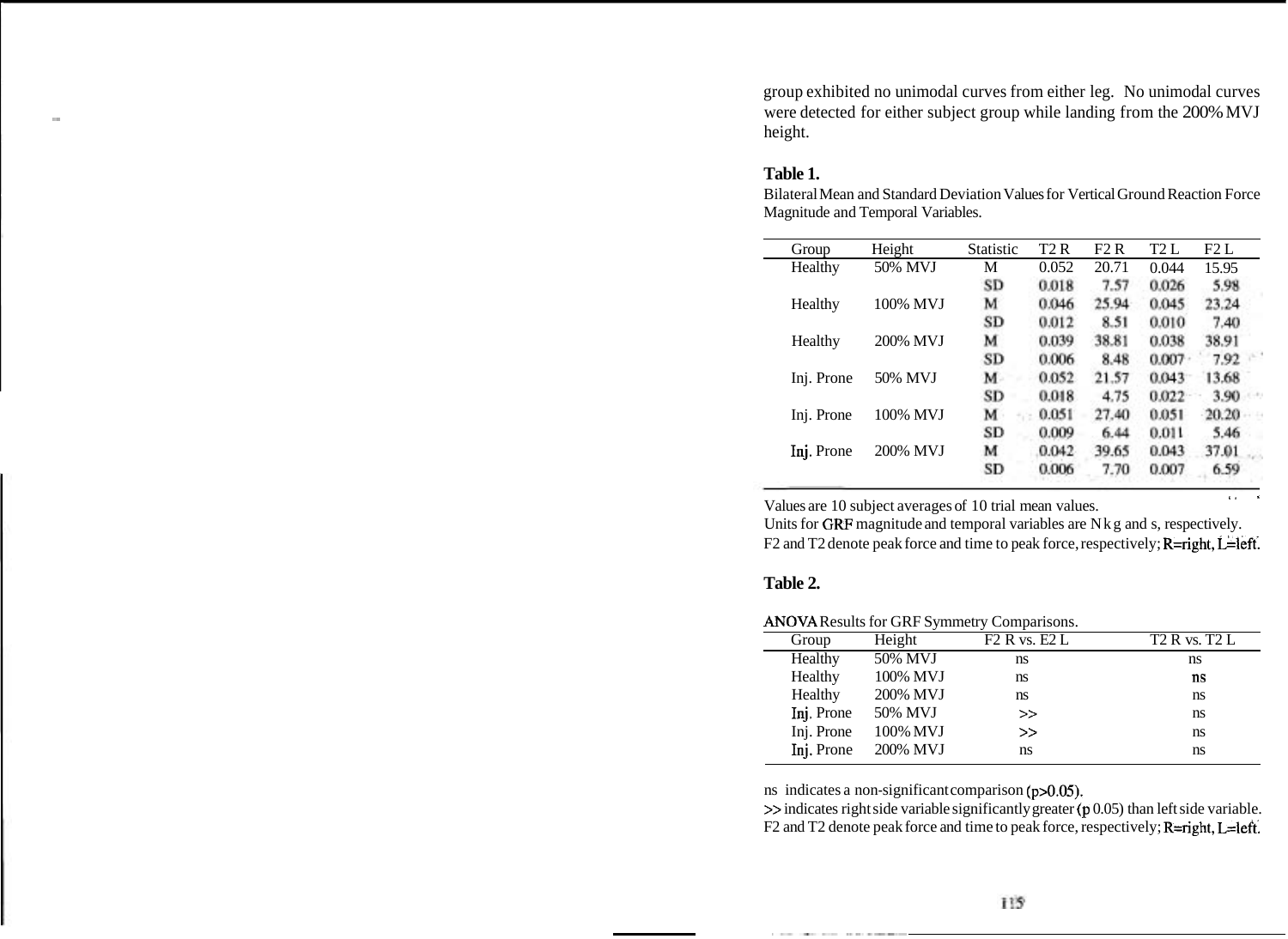group exhibited no unimodal curves from either leg. No unimodal curves were detected for either subject group while landing from the 200% MVJ height.

**Table 1.**

Bilateral Mean and Standard Deviation Values for Vertical Ground Reaction Force Magnitude and Temporal Variables.

| Group | Height | Statistic | T2 R | F2 R | T2 L | F2 L |
|---|---|---|---|---|---|---|
| Healthy | 50% MVJ | M | 0.052 | 20.71 | 0.044 | 15.95 |
| | | SD | 0.018 | 7.57 | 0.026 | 5.98 |
| Healthy | 100% MVJ | M | 0.046 | 25.94 | 0.045 | 23.24 |
| | | SD | 0.012 | 8.51 | 0.010 | 7.40 |
| Healthy | 200% MVJ | M | 0.039 | 38.81 | 0.038 | 38.91 |
| | | SD | 0.006 | 8.48 | 0.007 | 7.92 |
| Inj. Prone | 50% MVJ | M | 0.052 | 21.57 | 0.043 | 13.68 |
| | | SD | 0.018 | 4.75 | 0.022 | 3.90 |
| Inj. Prone | 100% MVJ | M | 0.051 | 27.40 | 0.051 | 20.20 |
| | | SD | 0.009 | 6.44 | 0.011 | 5.46 |
| Inj. Prone | 200% MVJ | M | 0.042 | 39.65 | 0.043 | 37.01 |
| | | SD | 0.006 | 7.70 | 0.007 | 6.59 |

Values are 10 subject averages of 10 trial mean values.
Units for GRF magnitude and temporal variables are N kg and s, respectively.
F2 and T2 denote peak force and time to peak force, respectively; R=right, L=left.

**Table 2.**

ANOVA Results for GRF Symmetry Comparisons.

| Group | Height | F2 R vs. E2 L | T2 R vs. T2 L |
|---|---|---|---|
| Healthy | 50% MVJ | ns | ns |
| Healthy | 100% MVJ | ns | ns |
| Healthy | 200% MVJ | ns | ns |
| Inj. Prone | 50% MVJ | >> | ns |
| Inj. Prone | 100% MVJ | >> | ns |
| Inj. Prone | 200% MVJ | ns | ns |

ns indicates a non-significant comparison ($p>0.05$).
>> indicates right side variable significantly greater ($p$ 0.05) than left side variable.
F2 and T2 denote peak force and time to peak force, respectively; R=right, L=left.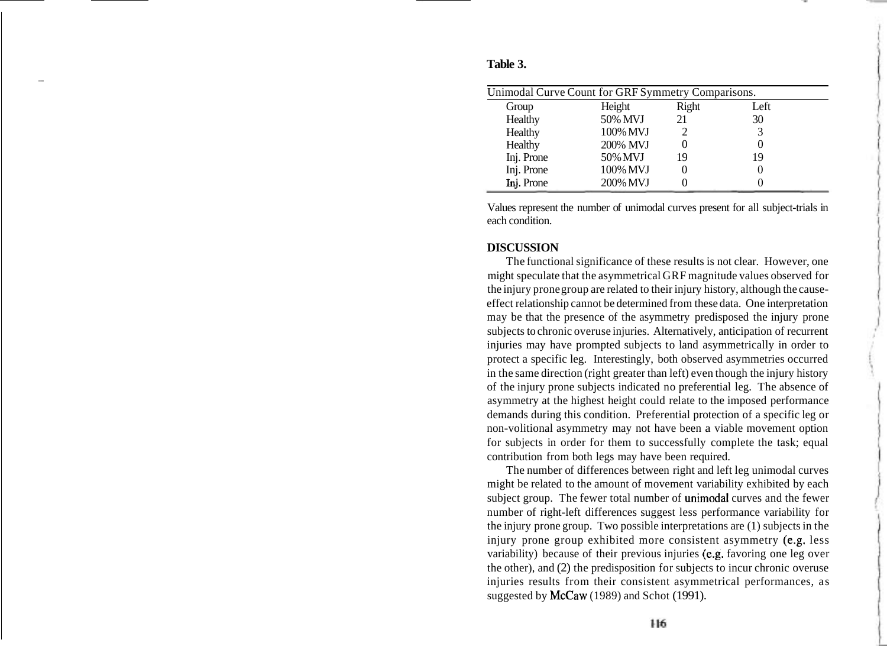**Table 3.**

Unimodal Curve Count for GRF Symmetry Comparisons.

| Group | Height | Right | Left |
|---|---|---|---|
| Healthy | 50% MVJ | 21 | 30 |
| Healthy | 100% MVJ | 2 | 3 |
| Healthy | 200% MVJ | 0 | 0 |
| Inj. Prone | 50% MVJ | 19 | 19 |
| Inj. Prone | 100% MVJ | 0 | 0 |
| Inj. Prone | 200% MVJ | 0 | 0 |

Values represent the number of unimodal curves present for all subject-trials in each condition.

## DISCUSSION

The functional significance of these results is not clear. However, one might speculate that the asymmetrical GRF magnitude values observed for the injury prone group are related to their injury history, although the cause-effect relationship cannot be determined from these data. One interpretation may be that the presence of the asymmetry predisposed the injury prone subjects to chronic overuse injuries. Alternatively, anticipation of recurrent injuries may have prompted subjects to land asymmetrically in order to protect a specific leg. Interestingly, both observed asymmetries occurred in the same direction (right greater than left) even though the injury history of the injury prone subjects indicated no preferential leg. The absence of asymmetry at the highest height could relate to the imposed performance demands during this condition. Preferential protection of a specific leg or non-volitional asymmetry may not have been a viable movement option for subjects in order for them to successfully complete the task; equal contribution from both legs may have been required.

The number of differences between right and left leg unimodal curves might be related to the amount of movement variability exhibited by each subject group. The fewer total number of unimodal curves and the fewer number of right-left differences suggest less performance variability for the injury prone group. Two possible interpretations are (1) subjects in the injury prone group exhibited more consistent asymmetry (e.g. less variability) because of their previous injuries (e.g. favoring one leg over the other), and (2) the predisposition for subjects to incur chronic overuse injuries results from their consistent asymmetrical performances, as suggested by McCaw (1989) and Schot (1991).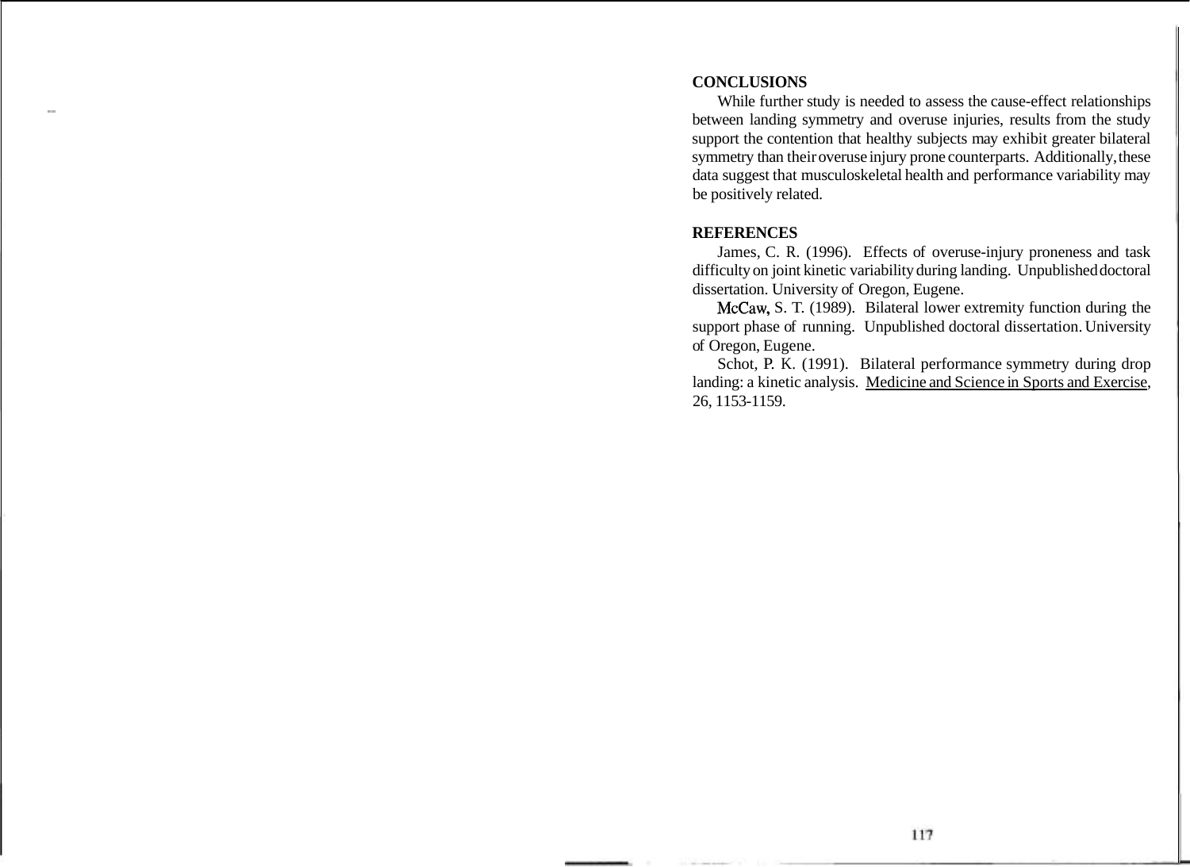## CONCLUSIONS

While further study is needed to assess the cause-effect relationships between landing symmetry and overuse injuries, results from the study support the contention that healthy subjects may exhibit greater bilateral symmetry than their overuse injury prone counterparts. Additionally, these data suggest that musculoskeletal health and performance variability may be positively related.

## REFERENCES

James, C. R. (1996). Effects of overuse-injury proneness and task difficulty on joint kinetic variability during landing. Unpublished doctoral dissertation. University of Oregon, Eugene.

McCaw, S. T. (1989). Bilateral lower extremity function during the support phase of running. Unpublished doctoral dissertation. University of Oregon, Eugene.

Schot, P. K. (1991). Bilateral performance symmetry during drop landing: a kinetic analysis. Medicine and Science in Sports and Exercise, 26, 1153-1159.